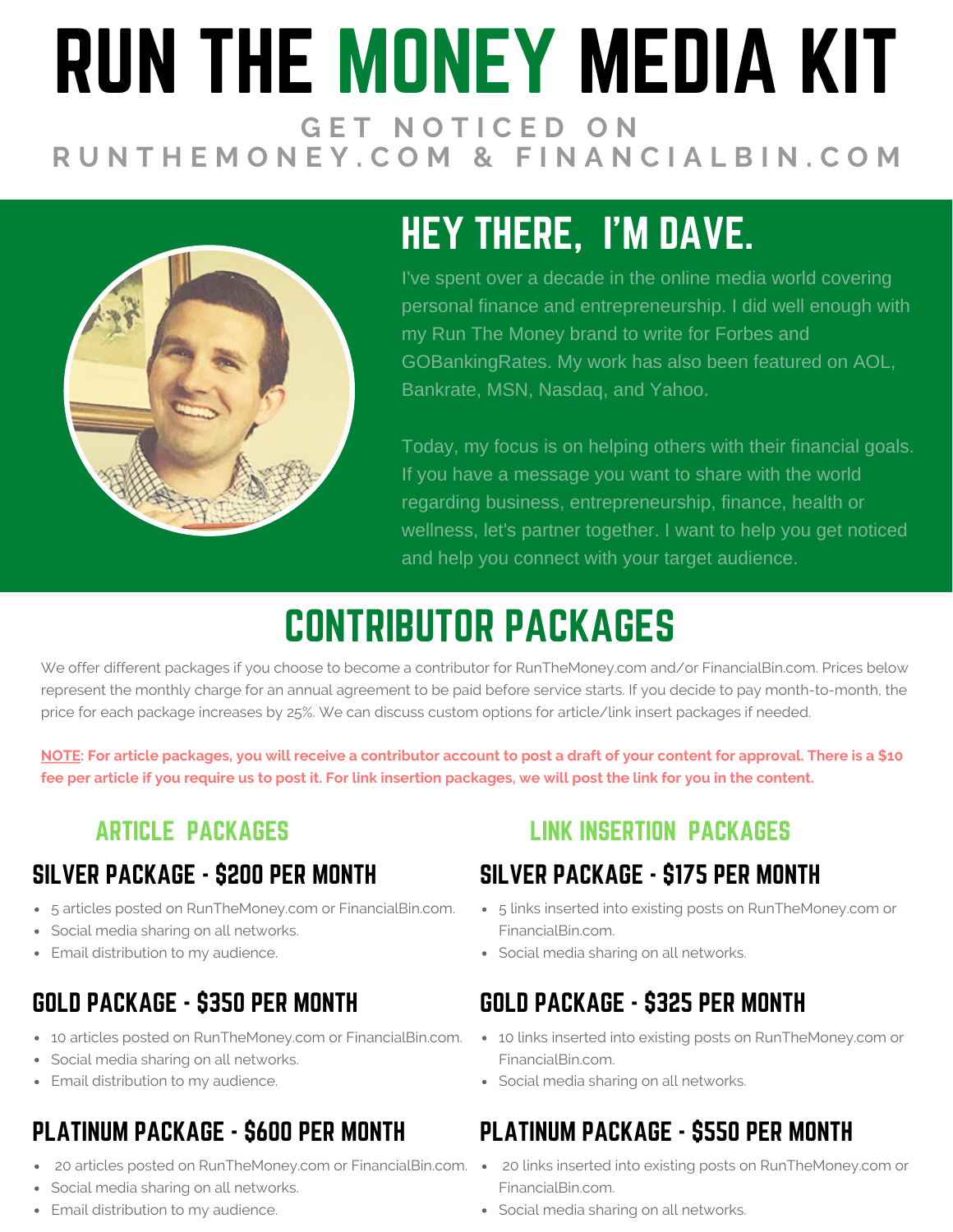# RUN THE MONEY MEDIA KIT

**GET NOTICED ON RUNTHEMONEY.COM & FINANCIALBIN.COM**

## HEY THERE, I'M DAVE.

I've spent over a decade in the online media world covering personal finance and entrepreneurship. I did well enough with my Run The Money brand to write for Forbes and GOBankingRates. My work has also been featured on AOL, Bankrate, MSN, Nasdaq, and Yahoo.

Today, my focus is on helping others with their financial goals. If you have a message you want to share with the world regarding business, entrepreneurship, finance, health or wellness, let's partner together. I want to help you get noticed and help you connect with your target audience.

## CONTRIBUTOR PACKAGES

We offer different packages if you choose to become a contributor for RunTheMoney.com and/or FinancialBin.com. Prices below represent the monthly charge for an annual agreement to be paid before service starts. If you decide to pay month-to-month, the price for each package increases by 25%. We can discuss custom options for article/link insert packages if needed.

**NOTE: For article packages, you will receive a contributor account to post a draft of your content for approval. There is a $10 fee per article if you require us to post it. For link insertion packages, we will post the link for you in the content.**

### ARTICLE PACKAGES

#### SILVER PACKAGE - $200 PER MONTH

- 5 articles posted on RunTheMoney.com or FinancialBin.com.
- Social media sharing on all networks.
- Email distribution to my audience.

#### GOLD PACKAGE - $350 PER MONTH

- 10 articles posted on RunTheMoney.com or FinancialBin.com.
- Social media sharing on all networks.
- Email distribution to my audience.

#### PLATINUM PACKAGE - $600 PER MONTH

- 20 articles posted on RunTheMoney.com or FinancialBin.com.
- Social media sharing on all networks.
- Email distribution to my audience.

### LINK INSERTION PACKAGES

#### SILVER PACKAGE - $175 PER MONTH

- 5 links inserted into existing posts on RunTheMoney.com or FinancialBin.com.
- Social media sharing on all networks.

#### GOLD PACKAGE - $325 PER MONTH

- 10 links inserted into existing posts on RunTheMoney.com or FinancialBin.com.
- Social media sharing on all networks.

#### PLATINUM PACKAGE - $550 PER MONTH

- 20 links inserted into existing posts on RunTheMoney.com or FinancialBin.com.
- Social media sharing on all networks.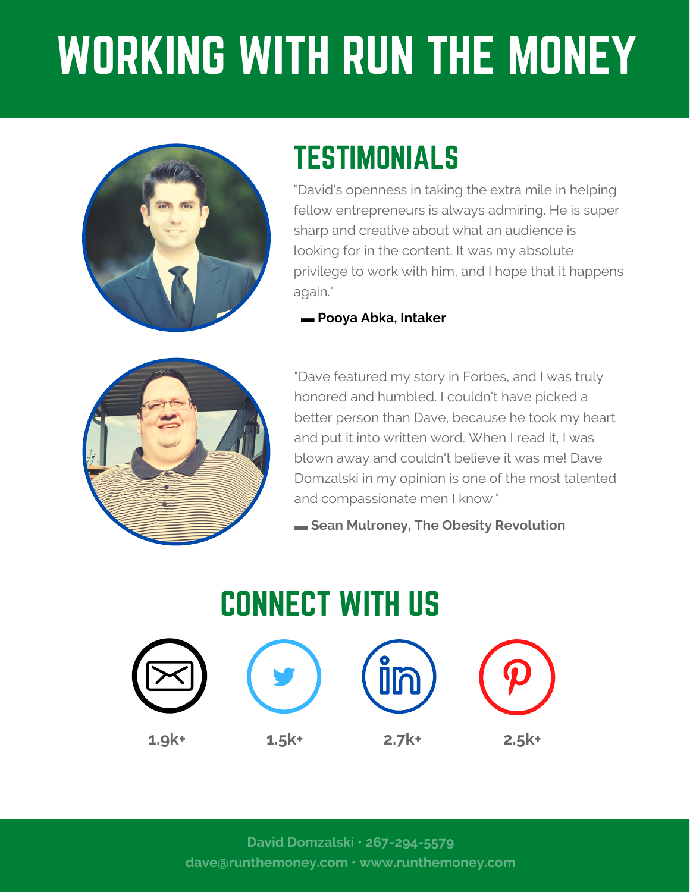# WORKING WITH RUN THE MONEY

## TESTIMONIALS

"David's openness in taking the extra mile in helping fellow entrepreneurs is always admiring. He is super sharp and creative about what an audience is looking for in the content. It was my absolute privilege to work with him, and I hope that it happens again."

**▬ Pooya Abka, Intaker**

"Dave featured my story in Forbes, and I was truly honored and humbled. I couldn't have picked a better person than Dave, because he took my heart and put it into written word. When I read it, I was blown away and couldn't believe it was me! Dave Domzalski in my opinion is one of the most talented and compassionate men I know."

**▬ Sean Mulroney, The Obesity Revolution**

## CONNECT WITH US

1.9k+

1.5k+

2.7k+

2.5k+

David Domzalski • 267-294-5579
dave@runthemoney.com • www.runthemoney.com